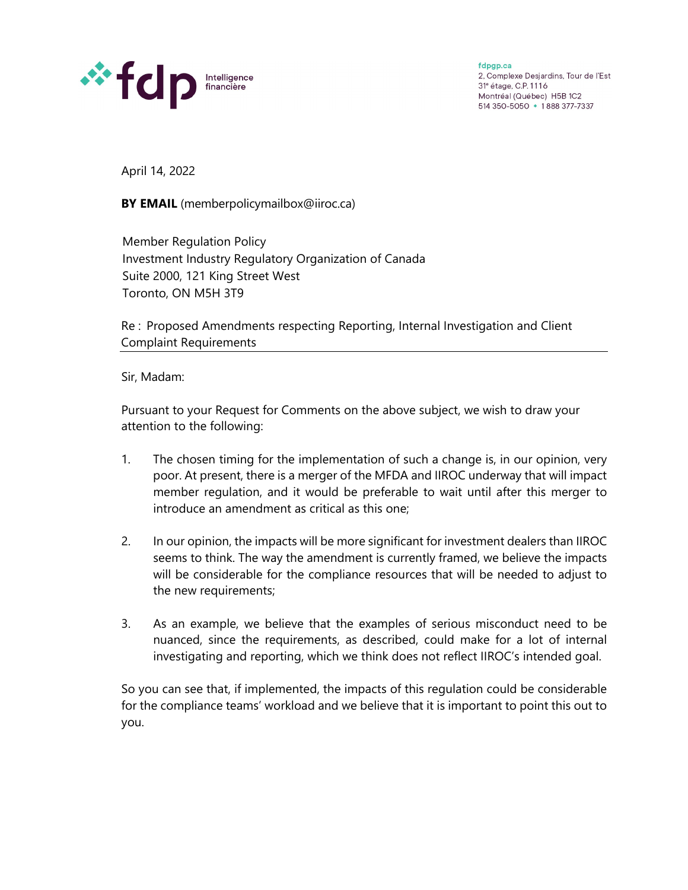fdp Intelligence financière

fdpgp.ca
2, Complexe Desjardins, Tour de l'Est
31e étage, C.P. 1116
Montréal (Québec) H5B 1C2
514 350-5050 • 1 888 377-7337

April 14, 2022

**BY EMAIL** (memberpolicymailbox@iiroc.ca)

Member Regulation Policy
Investment Industry Regulatory Organization of Canada
Suite 2000, 121 King Street West
Toronto, ON M5H 3T9

Re : Proposed Amendments respecting Reporting, Internal Investigation and Client Complaint Requirements

Sir, Madam:

Pursuant to your Request for Comments on the above subject, we wish to draw your attention to the following:

1. The chosen timing for the implementation of such a change is, in our opinion, very poor. At present, there is a merger of the MFDA and IIROC underway that will impact member regulation, and it would be preferable to wait until after this merger to introduce an amendment as critical as this one;

2. In our opinion, the impacts will be more significant for investment dealers than IIROC seems to think. The way the amendment is currently framed, we believe the impacts will be considerable for the compliance resources that will be needed to adjust to the new requirements;

3. As an example, we believe that the examples of serious misconduct need to be nuanced, since the requirements, as described, could make for a lot of internal investigating and reporting, which we think does not reflect IIROC's intended goal.

So you can see that, if implemented, the impacts of this regulation could be considerable for the compliance teams' workload and we believe that it is important to point this out to you.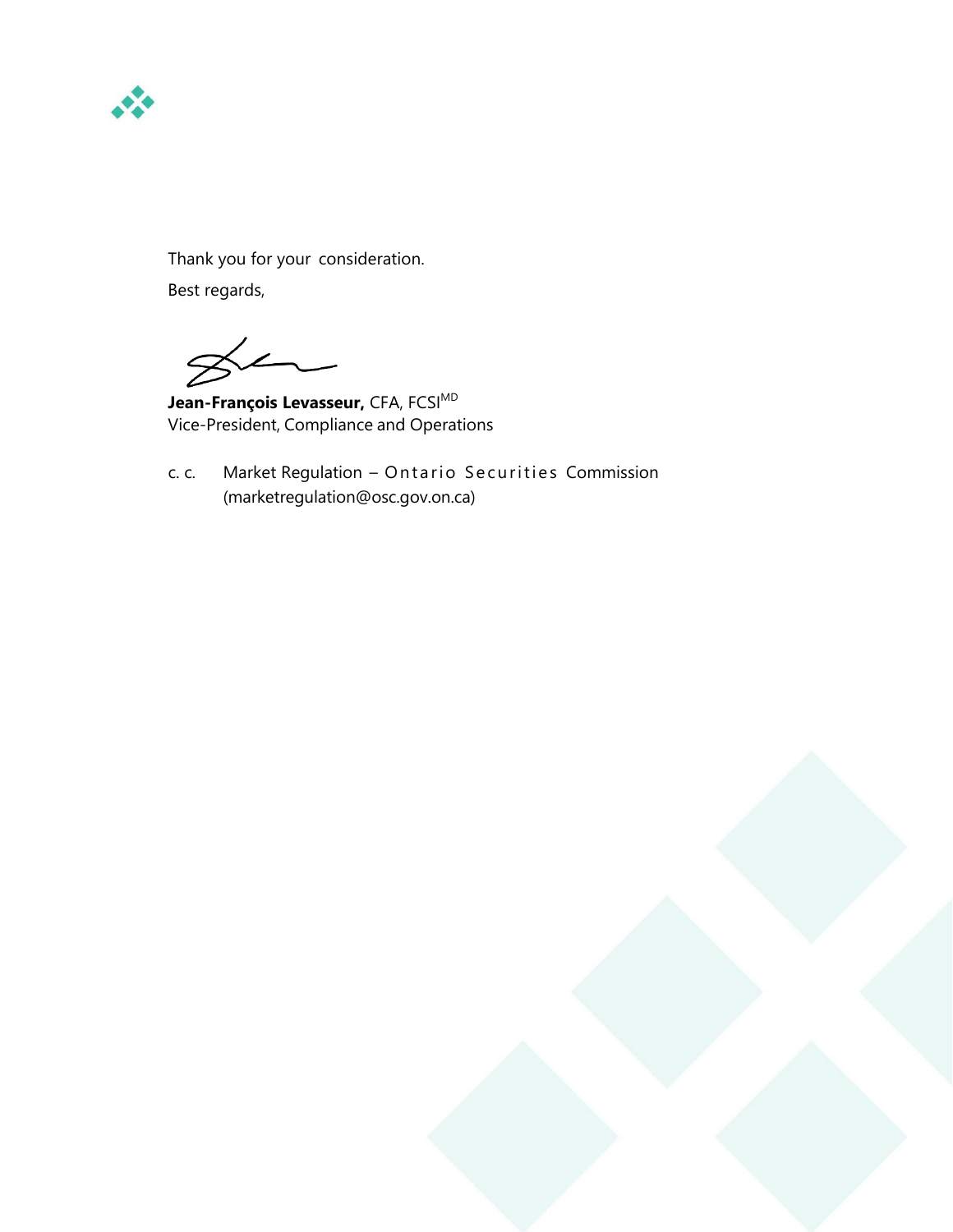Thank you for your consideration.

Best regards,

**Jean-François Levasseur,** CFA, FCSI[MD]
Vice-President, Compliance and Operations

c. c. Market Regulation – Ontario Securities Commission
(marketregulation@osc.gov.on.ca)